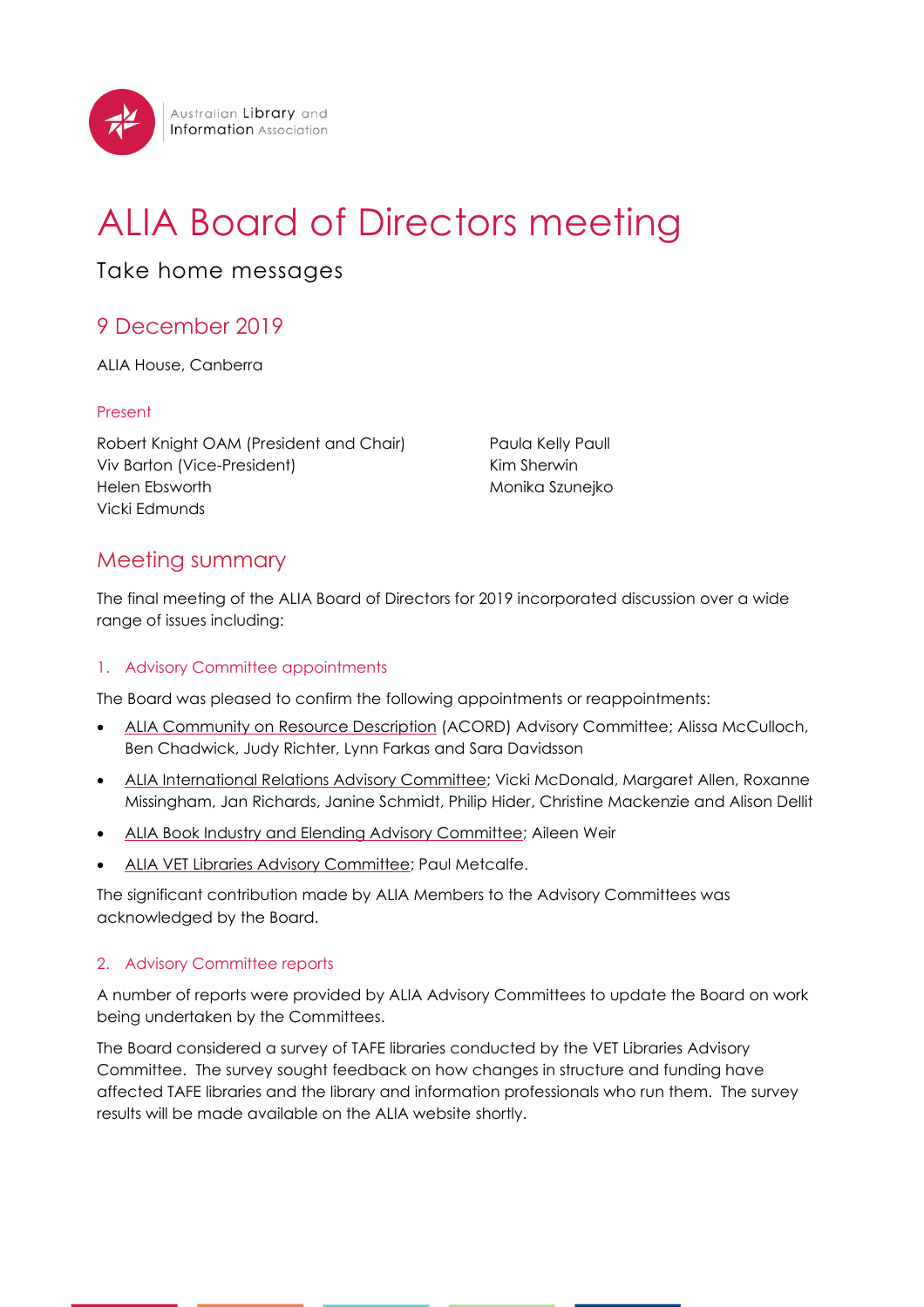Australian Library and Information Association

# ALIA Board of Directors meeting

Take home messages

## 9 December 2019

ALIA House, Canberra

### Present

Robert Knight OAM (President and Chair)
Viv Barton (Vice-President)
Helen Ebsworth
Vicki Edmunds
Paula Kelly Paull
Kim Sherwin
Monika Szunejko

## Meeting summary

The final meeting of the ALIA Board of Directors for 2019 incorporated discussion over a wide range of issues including:

### 1. Advisory Committee appointments

The Board was pleased to confirm the following appointments or reappointments:

- ALIA Community on Resource Description (ACORD) Advisory Committee; Alissa McCulloch, Ben Chadwick, Judy Richter, Lynn Farkas and Sara Davidsson
- ALIA International Relations Advisory Committee; Vicki McDonald, Margaret Allen, Roxanne Missingham, Jan Richards, Janine Schmidt, Philip Hider, Christine Mackenzie and Alison Dellit
- ALIA Book Industry and Elending Advisory Committee; Aileen Weir
- ALIA VET Libraries Advisory Committee; Paul Metcalfe.

The significant contribution made by ALIA Members to the Advisory Committees was acknowledged by the Board.

### 2. Advisory Committee reports

A number of reports were provided by ALIA Advisory Committees to update the Board on work being undertaken by the Committees.

The Board considered a survey of TAFE libraries conducted by the VET Libraries Advisory Committee. The survey sought feedback on how changes in structure and funding have affected TAFE libraries and the library and information professionals who run them. The survey results will be made available on the ALIA website shortly.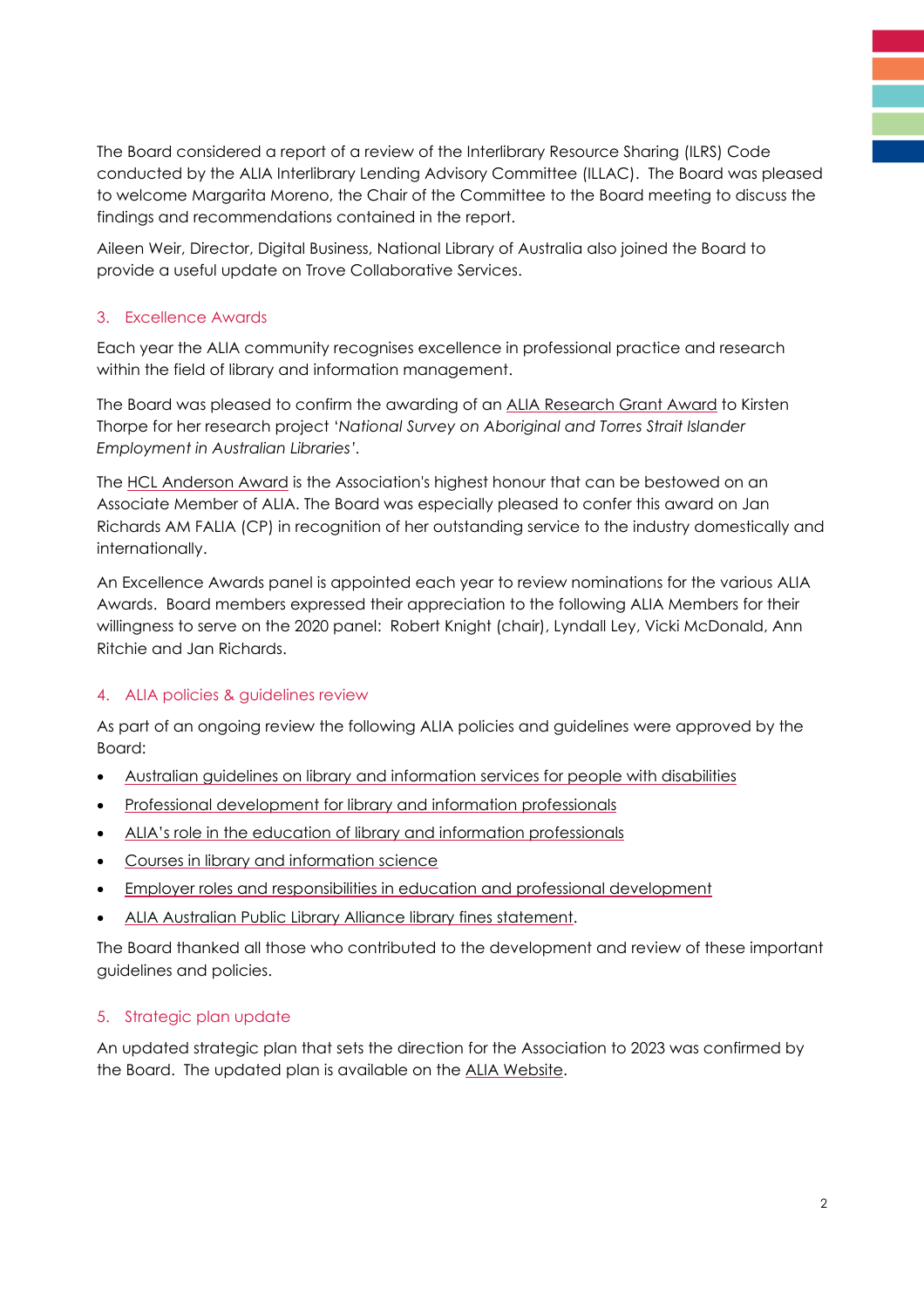The Board considered a report of a review of the Interlibrary Resource Sharing (ILRS) Code conducted by the ALIA Interlibrary Lending Advisory Committee (ILLAC). The Board was pleased to welcome Margarita Moreno, the Chair of the Committee to the Board meeting to discuss the findings and recommendations contained in the report.

Aileen Weir, Director, Digital Business, National Library of Australia also joined the Board to provide a useful update on Trove Collaborative Services.

## 3. Excellence Awards

Each year the ALIA community recognises excellence in professional practice and research within the field of library and information management.

The Board was pleased to confirm the awarding of an ALIA Research Grant Award to Kirsten Thorpe for her research project '*National Survey on Aboriginal and Torres Strait Islander Employment in Australian Libraries*'.

The HCL Anderson Award is the Association's highest honour that can be bestowed on an Associate Member of ALIA. The Board was especially pleased to confer this award on Jan Richards AM FALIA (CP) in recognition of her outstanding service to the industry domestically and internationally.

An Excellence Awards panel is appointed each year to review nominations for the various ALIA Awards. Board members expressed their appreciation to the following ALIA Members for their willingness to serve on the 2020 panel: Robert Knight (chair), Lyndall Ley, Vicki McDonald, Ann Ritchie and Jan Richards.

## 4. ALIA policies & guidelines review

As part of an ongoing review the following ALIA policies and guidelines were approved by the Board:

- Australian guidelines on library and information services for people with disabilities
- Professional development for library and information professionals
- ALIA's role in the education of library and information professionals
- Courses in library and information science
- Employer roles and responsibilities in education and professional development
- ALIA Australian Public Library Alliance library fines statement.

The Board thanked all those who contributed to the development and review of these important guidelines and policies.

## 5. Strategic plan update

An updated strategic plan that sets the direction for the Association to 2023 was confirmed by the Board. The updated plan is available on the ALIA Website.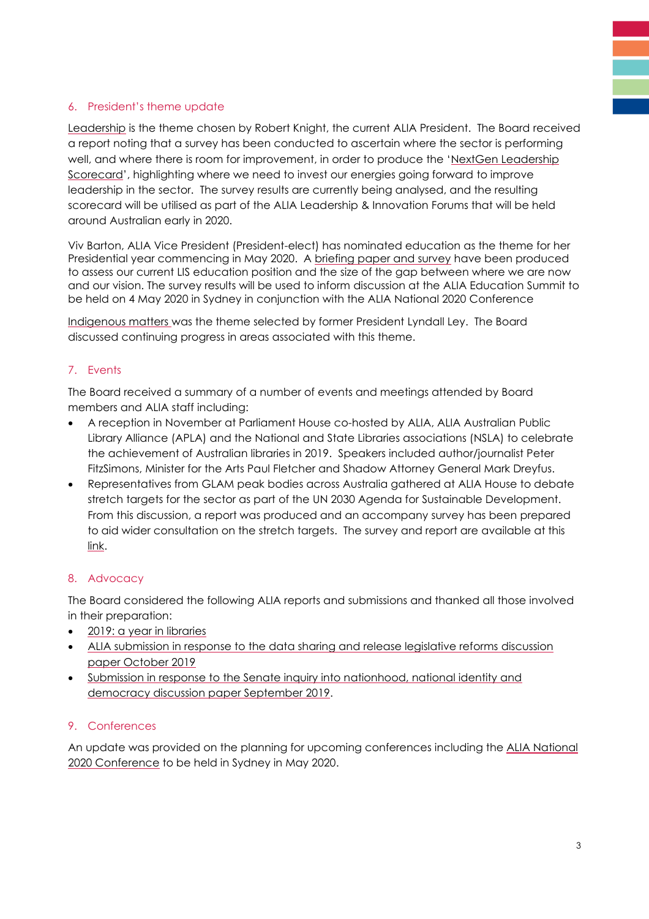## 6. President's theme update

Leadership is the theme chosen by Robert Knight, the current ALIA President. The Board received a report noting that a survey has been conducted to ascertain where the sector is performing well, and where there is room for improvement, in order to produce the 'NextGen Leadership Scorecard', highlighting where we need to invest our energies going forward to improve leadership in the sector. The survey results are currently being analysed, and the resulting scorecard will be utilised as part of the ALIA Leadership & Innovation Forums that will be held around Australian early in 2020.

Viv Barton, ALIA Vice President (President-elect) has nominated education as the theme for her Presidential year commencing in May 2020. A briefing paper and survey have been produced to assess our current LIS education position and the size of the gap between where we are now and our vision. The survey results will be used to inform discussion at the ALIA Education Summit to be held on 4 May 2020 in Sydney in conjunction with the ALIA National 2020 Conference

Indigenous matters was the theme selected by former President Lyndall Ley. The Board discussed continuing progress in areas associated with this theme.

## 7. Events

The Board received a summary of a number of events and meetings attended by Board members and ALIA staff including:

- A reception in November at Parliament House co-hosted by ALIA, ALIA Australian Public Library Alliance (APLA) and the National and State Libraries associations (NSLA) to celebrate the achievement of Australian libraries in 2019. Speakers included author/journalist Peter FitzSimons, Minister for the Arts Paul Fletcher and Shadow Attorney General Mark Dreyfus.
- Representatives from GLAM peak bodies across Australia gathered at ALIA House to debate stretch targets for the sector as part of the UN 2030 Agenda for Sustainable Development. From this discussion, a report was produced and an accompany survey has been prepared to aid wider consultation on the stretch targets. The survey and report are available at this link.

## 8. Advocacy

The Board considered the following ALIA reports and submissions and thanked all those involved in their preparation:

- 2019: a year in libraries
- ALIA submission in response to the data sharing and release legislative reforms discussion paper October 2019
- Submission in response to the Senate inquiry into nationhood, national identity and democracy discussion paper September 2019.

## 9. Conferences

An update was provided on the planning for upcoming conferences including the ALIA National 2020 Conference to be held in Sydney in May 2020.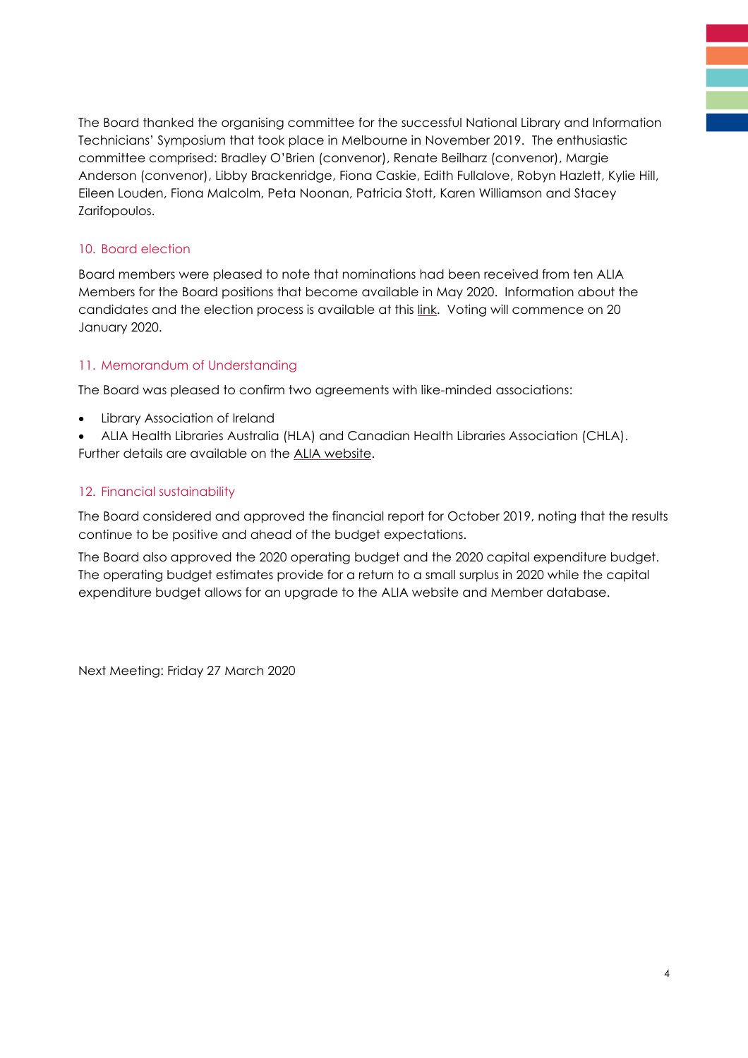The Board thanked the organising committee for the successful National Library and Information Technicians' Symposium that took place in Melbourne in November 2019. The enthusiastic committee comprised: Bradley O'Brien (convenor), Renate Beilharz (convenor), Margie Anderson (convenor), Libby Brackenridge, Fiona Caskie, Edith Fullalove, Robyn Hazlett, Kylie Hill, Eileen Louden, Fiona Malcolm, Peta Noonan, Patricia Stott, Karen Williamson and Stacey Zarifopoulos.

## 10. Board election

Board members were pleased to note that nominations had been received from ten ALIA Members for the Board positions that become available in May 2020. Information about the candidates and the election process is available at this link. Voting will commence on 20 January 2020.

## 11. Memorandum of Understanding

The Board was pleased to confirm two agreements with like-minded associations:

- Library Association of Ireland
- ALIA Health Libraries Australia (HLA) and Canadian Health Libraries Association (CHLA).

Further details are available on the ALIA website.

## 12. Financial sustainability

The Board considered and approved the financial report for October 2019, noting that the results continue to be positive and ahead of the budget expectations.

The Board also approved the 2020 operating budget and the 2020 capital expenditure budget. The operating budget estimates provide for a return to a small surplus in 2020 while the capital expenditure budget allows for an upgrade to the ALIA website and Member database.

Next Meeting: Friday 27 March 2020